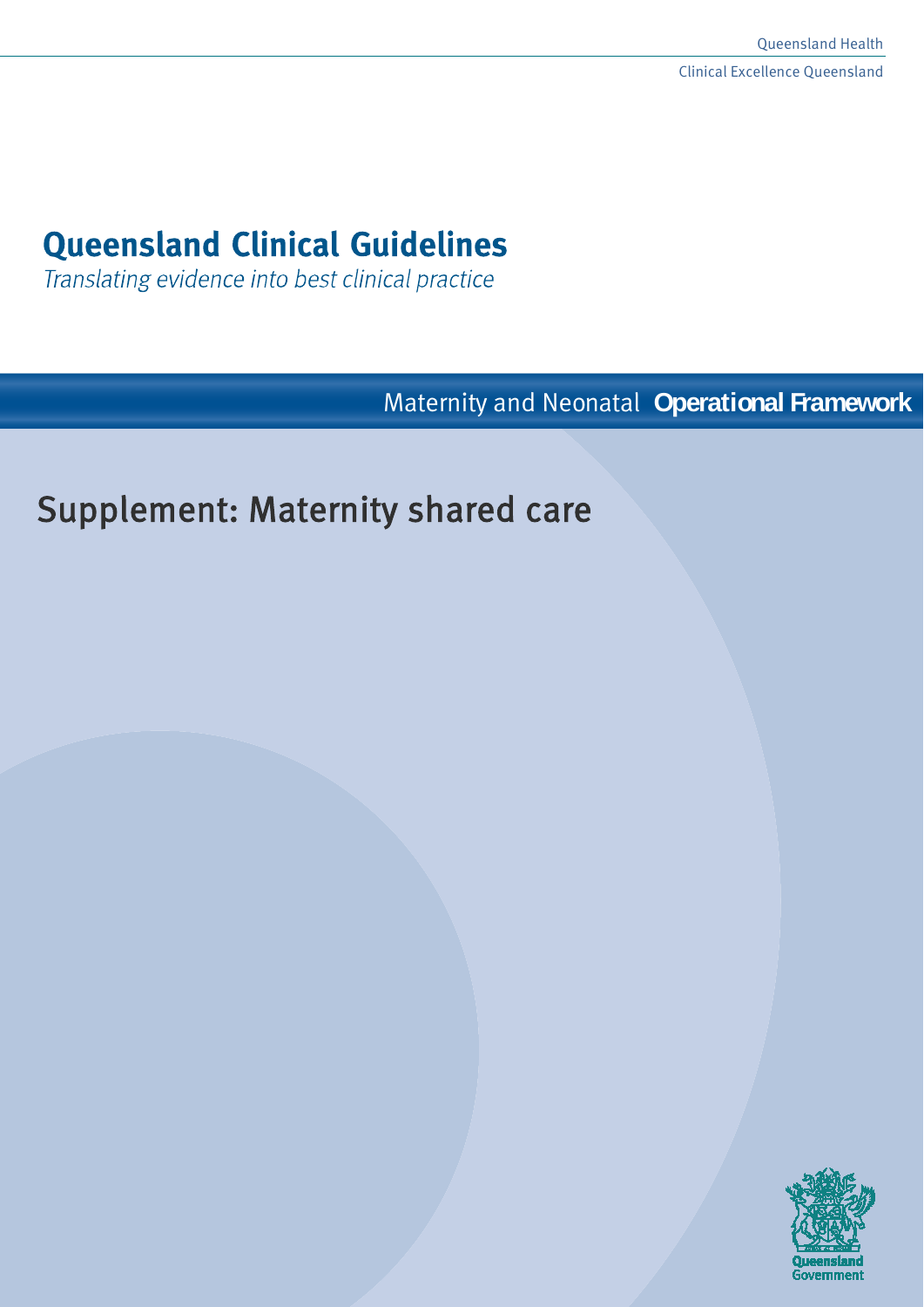Queensland Health

Clinical Excellence Queensland

# Queensland Clinical Guidelines

*Translating evidence into best clinical practice*

Maternity and Neonatal **Operational Framework**

## Supplement: Maternity shared care

Queensland Government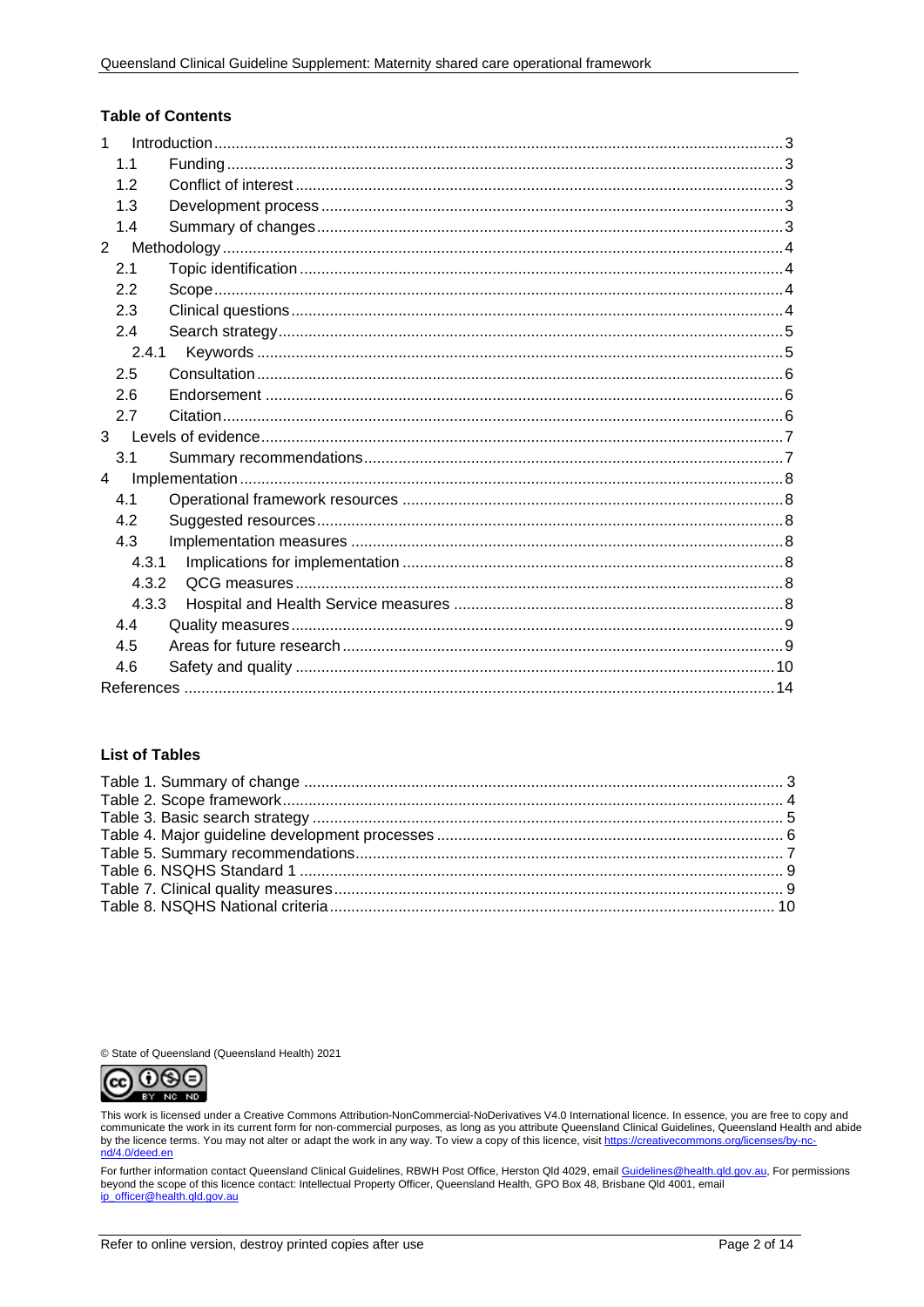**Table of Contents**

1 Introduction ... 3
- 1.1 Funding ... 3
- 1.2 Conflict of interest ... 3
- 1.3 Development process ... 3
- 1.4 Summary of changes ... 3

2 Methodology ... 4
- 2.1 Topic identification ... 4
- 2.2 Scope ... 4
- 2.3 Clinical questions ... 4
- 2.4 Search strategy ... 5
  - 2.4.1 Keywords ... 5
- 2.5 Consultation ... 6
- 2.6 Endorsement ... 6
- 2.7 Citation ... 6

3 Levels of evidence ... 7
- 3.1 Summary recommendations ... 7

4 Implementation ... 8
- 4.1 Operational framework resources ... 8
- 4.2 Suggested resources ... 8
- 4.3 Implementation measures ... 8
  - 4.3.1 Implications for implementation ... 8
  - 4.3.2 QCG measures ... 8
  - 4.3.3 Hospital and Health Service measures ... 8
- 4.4 Quality measures ... 9
- 4.5 Areas for future research ... 9
- 4.6 Safety and quality ... 10

References ... 14

**List of Tables**

Table 1. Summary of change ... 3
Table 2. Scope framework ... 4
Table 3. Basic search strategy ... 5
Table 4. Major guideline development processes ... 6
Table 5. Summary recommendations ... 7
Table 6. NSQHS Standard 1 ... 9
Table 7. Clinical quality measures ... 9
Table 8. NSQHS National criteria ... 10

© State of Queensland (Queensland Health) 2021

This work is licensed under a Creative Commons Attribution-NonCommercial-NoDerivatives V4.0 International licence. In essence, you are free to copy and communicate the work in its current form for non-commercial purposes, as long as you attribute Queensland Clinical Guidelines, Queensland Health and abide by the licence terms. You may not alter or adapt the work in any way. To view a copy of this licence, visit https://creativecommons.org/licenses/by-nc-nd/4.0/deed.en

For further information contact Queensland Clinical Guidelines, RBWH Post Office, Herston Qld 4029, email Guidelines@health.qld.gov.au, For permissions beyond the scope of this licence contact: Intellectual Property Officer, Queensland Health, GPO Box 48, Brisbane Qld 4001, email ip_officer@health.qld.gov.au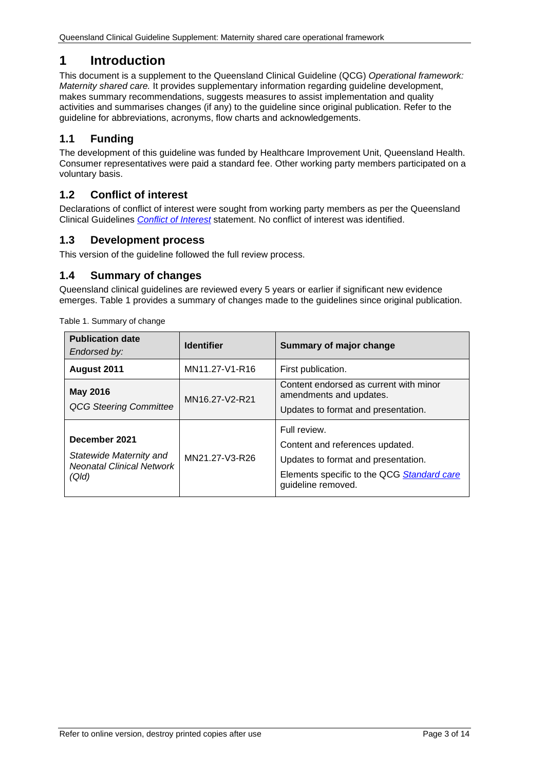# 1 Introduction

This document is a supplement to the Queensland Clinical Guideline (QCG) *Operational framework: Maternity shared care.* It provides supplementary information regarding guideline development, makes summary recommendations, suggests measures to assist implementation and quality activities and summarises changes (if any) to the guideline since original publication. Refer to the guideline for abbreviations, acronyms, flow charts and acknowledgements.

## 1.1 Funding

The development of this guideline was funded by Healthcare Improvement Unit, Queensland Health. Consumer representatives were paid a standard fee. Other working party members participated on a voluntary basis.

## 1.2 Conflict of interest

Declarations of conflict of interest were sought from working party members as per the Queensland Clinical Guidelines *Conflict of Interest* statement. No conflict of interest was identified.

## 1.3 Development process

This version of the guideline followed the full review process.

## 1.4 Summary of changes

Queensland clinical guidelines are reviewed every 5 years or earlier if significant new evidence emerges. Table 1 provides a summary of changes made to the guidelines since original publication.

Table 1. Summary of change

| **Publication date** *Endorsed by:* | **Identifier** | **Summary of major change** |
|---|---|---|
| **August 2011** | MN11.27-V1-R16 | First publication. |
| **May 2016** *QCG Steering Committee* | MN16.27-V2-R21 | Content endorsed as current with minor amendments and updates. Updates to format and presentation. |
| **December 2021** *Statewide Maternity and Neonatal Clinical Network (Qld)* | MN21.27-V3-R26 | Full review. Content and references updated. Updates to format and presentation. Elements specific to the QCG *Standard care* guideline removed. |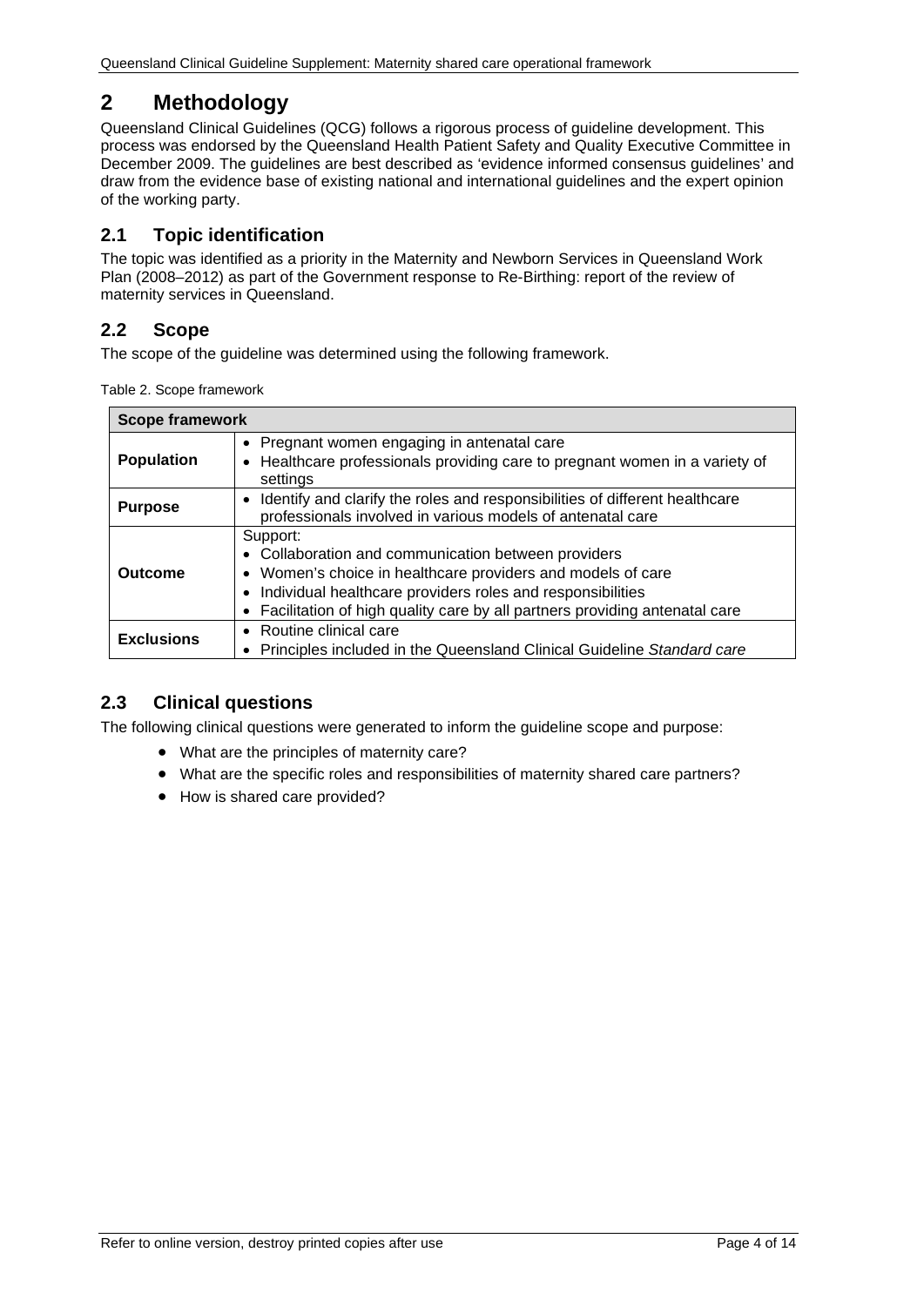# 2 Methodology

Queensland Clinical Guidelines (QCG) follows a rigorous process of guideline development. This process was endorsed by the Queensland Health Patient Safety and Quality Executive Committee in December 2009. The guidelines are best described as 'evidence informed consensus guidelines' and draw from the evidence base of existing national and international guidelines and the expert opinion of the working party.

## 2.1 Topic identification

The topic was identified as a priority in the Maternity and Newborn Services in Queensland Work Plan (2008–2012) as part of the Government response to Re-Birthing: report of the review of maternity services in Queensland.

## 2.2 Scope

The scope of the guideline was determined using the following framework.

Table 2. Scope framework

| **Scope framework** | |
|---|---|
| **Population** | • Pregnant women engaging in antenatal care<br>• Healthcare professionals providing care to pregnant women in a variety of settings |
| **Purpose** | • Identify and clarify the roles and responsibilities of different healthcare professionals involved in various models of antenatal care |
| **Outcome** | Support:<br>• Collaboration and communication between providers<br>• Women's choice in healthcare providers and models of care<br>• Individual healthcare providers roles and responsibilities<br>• Facilitation of high quality care by all partners providing antenatal care |
| **Exclusions** | • Routine clinical care<br>• Principles included in the Queensland Clinical Guideline *Standard care* |

## 2.3 Clinical questions

The following clinical questions were generated to inform the guideline scope and purpose:

- What are the principles of maternity care?
- What are the specific roles and responsibilities of maternity shared care partners?
- How is shared care provided?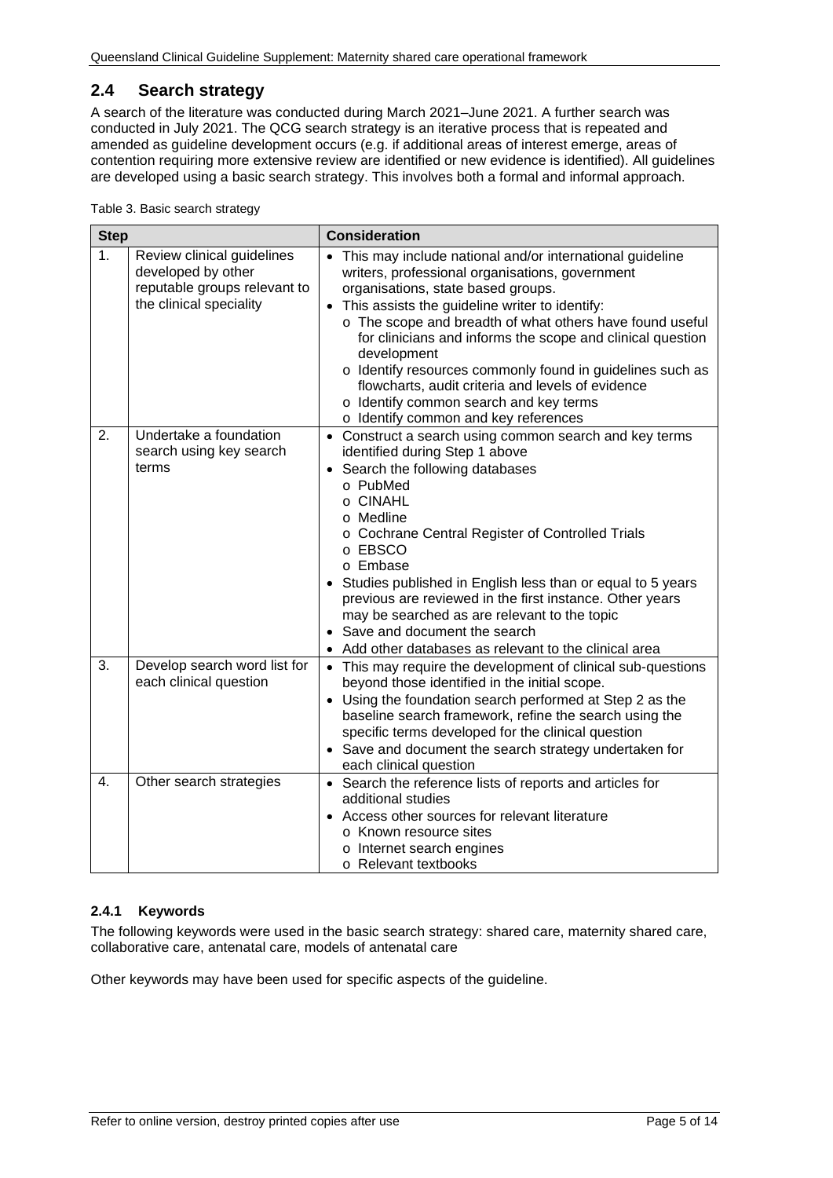## 2.4 Search strategy

A search of the literature was conducted during March 2021–June 2021. A further search was conducted in July 2021. The QCG search strategy is an iterative process that is repeated and amended as guideline development occurs (e.g. if additional areas of interest emerge, areas of contention requiring more extensive review are identified or new evidence is identified). All guidelines are developed using a basic search strategy. This involves both a formal and informal approach.

Table 3. Basic search strategy

| Step | | Consideration |
|---|---|---|
| 1. | Review clinical guidelines developed by other reputable groups relevant to the clinical speciality | • This may include national and/or international guideline writers, professional organisations, government organisations, state based groups.<br>• This assists the guideline writer to identify:<br>  o The scope and breadth of what others have found useful for clinicians and informs the scope and clinical question development<br>  o Identify resources commonly found in guidelines such as flowcharts, audit criteria and levels of evidence<br>  o Identify common search and key terms<br>  o Identify common and key references |
| 2. | Undertake a foundation search using key search terms | • Construct a search using common search and key terms identified during Step 1 above<br>• Search the following databases<br>  o PubMed<br>  o CINAHL<br>  o Medline<br>  o Cochrane Central Register of Controlled Trials<br>  o EBSCO<br>  o Embase<br>• Studies published in English less than or equal to 5 years previous are reviewed in the first instance. Other years may be searched as are relevant to the topic<br>• Save and document the search<br>• Add other databases as relevant to the clinical area |
| 3. | Develop search word list for each clinical question | • This may require the development of clinical sub-questions beyond those identified in the initial scope.<br>• Using the foundation search performed at Step 2 as the baseline search framework, refine the search using the specific terms developed for the clinical question<br>• Save and document the search strategy undertaken for each clinical question |
| 4. | Other search strategies | • Search the reference lists of reports and articles for additional studies<br>• Access other sources for relevant literature<br>  o Known resource sites<br>  o Internet search engines<br>  o Relevant textbooks |

### 2.4.1 Keywords

The following keywords were used in the basic search strategy: shared care, maternity shared care, collaborative care, antenatal care, models of antenatal care

Other keywords may have been used for specific aspects of the guideline.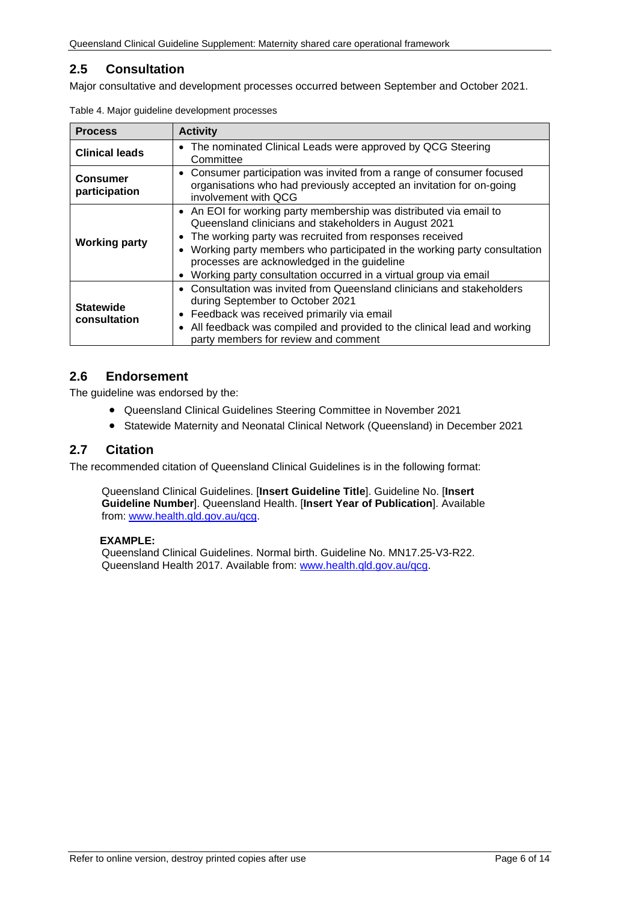## 2.5 Consultation

Major consultative and development processes occurred between September and October 2021.

Table 4. Major guideline development processes

| Process | Activity |
|---|---|
| **Clinical leads** | • The nominated Clinical Leads were approved by QCG Steering Committee |
| **Consumer participation** | • Consumer participation was invited from a range of consumer focused organisations who had previously accepted an invitation for on-going involvement with QCG |
| **Working party** | • An EOI for working party membership was distributed via email to Queensland clinicians and stakeholders in August 2021<br>• The working party was recruited from responses received<br>• Working party members who participated in the working party consultation processes are acknowledged in the guideline<br>• Working party consultation occurred in a virtual group via email |
| **Statewide consultation** | • Consultation was invited from Queensland clinicians and stakeholders during September to October 2021<br>• Feedback was received primarily via email<br>• All feedback was compiled and provided to the clinical lead and working party members for review and comment |

## 2.6 Endorsement

The guideline was endorsed by the:

- Queensland Clinical Guidelines Steering Committee in November 2021
- Statewide Maternity and Neonatal Clinical Network (Queensland) in December 2021

## 2.7 Citation

The recommended citation of Queensland Clinical Guidelines is in the following format:

> Queensland Clinical Guidelines. [**Insert Guideline Title**]. Guideline No. [**Insert Guideline Number**]. Queensland Health. [**Insert Year of Publication**]. Available from: www.health.qld.gov.au/qcg.
>
> **EXAMPLE:**
> Queensland Clinical Guidelines. Normal birth. Guideline No. MN17.25-V3-R22. Queensland Health 2017. Available from: www.health.qld.gov.au/qcg.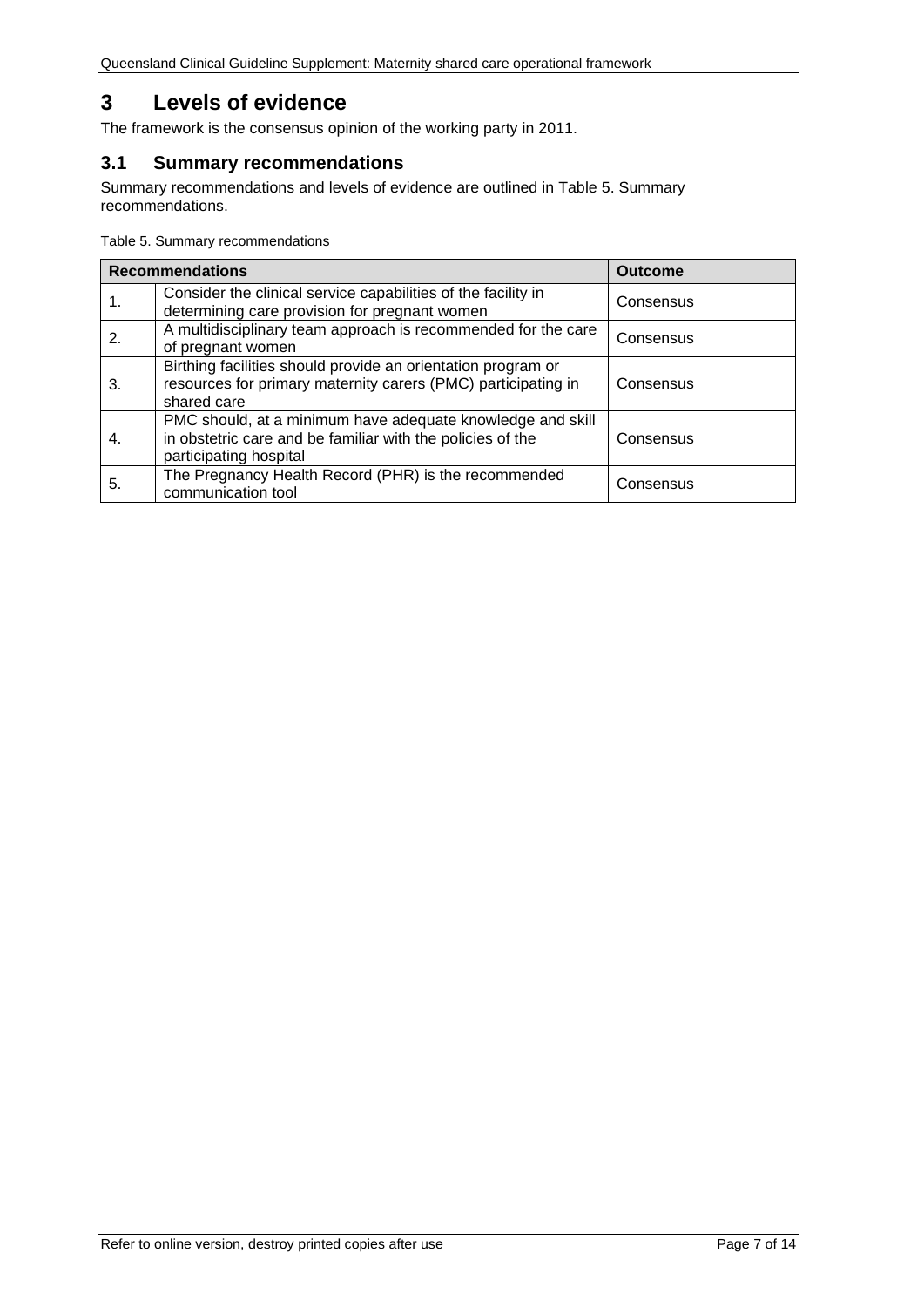# 3 Levels of evidence

The framework is the consensus opinion of the working party in 2011.

## 3.1 Summary recommendations

Summary recommendations and levels of evidence are outlined in Table 5. Summary recommendations.

Table 5. Summary recommendations

| Recommendations | | Outcome |
|---|---|---|
| 1. | Consider the clinical service capabilities of the facility in determining care provision for pregnant women | Consensus |
| 2. | A multidisciplinary team approach is recommended for the care of pregnant women | Consensus |
| 3. | Birthing facilities should provide an orientation program or resources for primary maternity carers (PMC) participating in shared care | Consensus |
| 4. | PMC should, at a minimum have adequate knowledge and skill in obstetric care and be familiar with the policies of the participating hospital | Consensus |
| 5. | The Pregnancy Health Record (PHR) is the recommended communication tool | Consensus |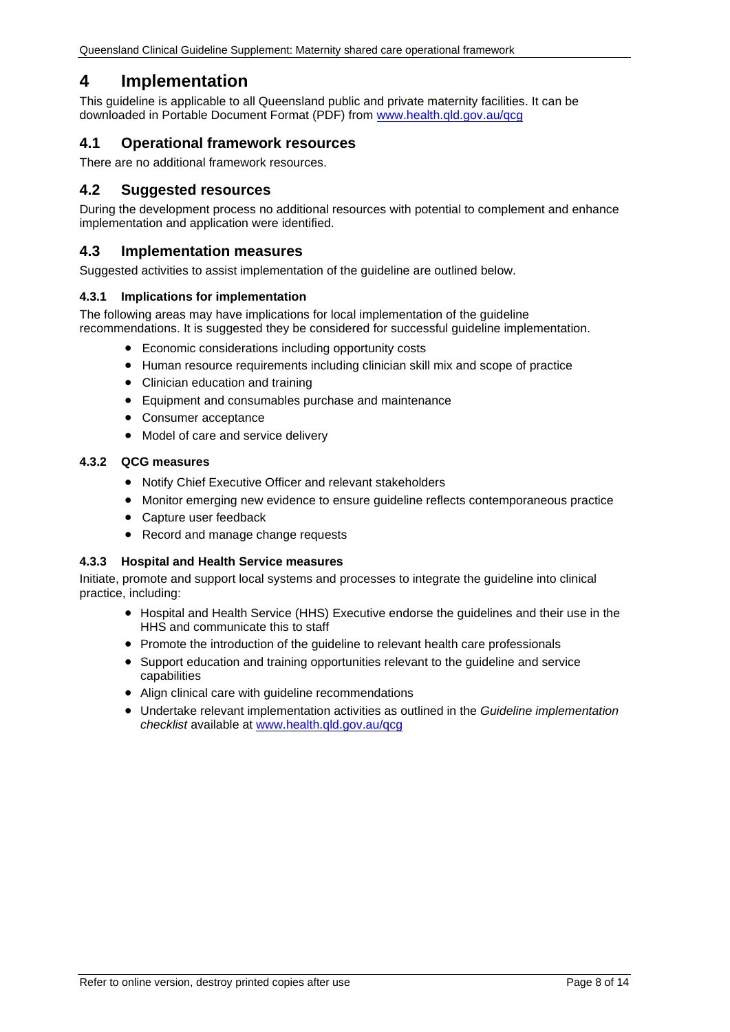# 4 Implementation

This guideline is applicable to all Queensland public and private maternity facilities. It can be downloaded in Portable Document Format (PDF) from [www.health.qld.gov.au/qcg](www.health.qld.gov.au/qcg)

## 4.1 Operational framework resources

There are no additional framework resources.

## 4.2 Suggested resources

During the development process no additional resources with potential to complement and enhance implementation and application were identified.

## 4.3 Implementation measures

Suggested activities to assist implementation of the guideline are outlined below.

### 4.3.1 Implications for implementation

The following areas may have implications for local implementation of the guideline recommendations. It is suggested they be considered for successful guideline implementation.

- Economic considerations including opportunity costs
- Human resource requirements including clinician skill mix and scope of practice
- Clinician education and training
- Equipment and consumables purchase and maintenance
- Consumer acceptance
- Model of care and service delivery

### 4.3.2 QCG measures

- Notify Chief Executive Officer and relevant stakeholders
- Monitor emerging new evidence to ensure guideline reflects contemporaneous practice
- Capture user feedback
- Record and manage change requests

### 4.3.3 Hospital and Health Service measures

Initiate, promote and support local systems and processes to integrate the guideline into clinical practice, including:

- Hospital and Health Service (HHS) Executive endorse the guidelines and their use in the HHS and communicate this to staff
- Promote the introduction of the guideline to relevant health care professionals
- Support education and training opportunities relevant to the guideline and service capabilities
- Align clinical care with guideline recommendations
- Undertake relevant implementation activities as outlined in the *Guideline implementation checklist* available at [www.health.qld.gov.au/qcg](www.health.qld.gov.au/qcg)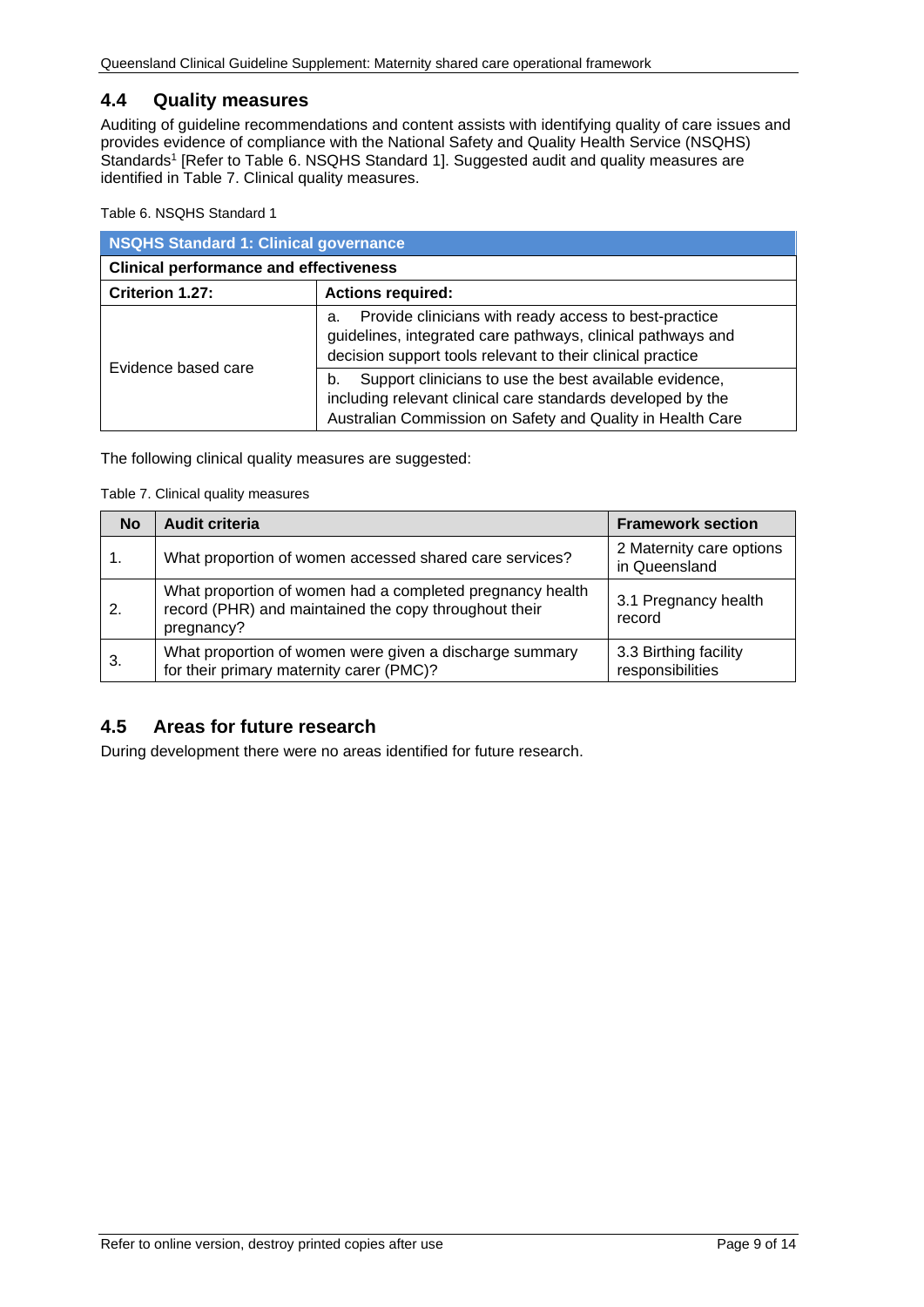## 4.4 Quality measures

Auditing of guideline recommendations and content assists with identifying quality of care issues and provides evidence of compliance with the National Safety and Quality Health Service (NSQHS) Standards[1] [Refer to Table 6. NSQHS Standard 1]. Suggested audit and quality measures are identified in Table 7. Clinical quality measures.

Table 6. NSQHS Standard 1

| **NSQHS Standard 1: Clinical governance** | |
|---|---|
| **Clinical performance and effectiveness** | |
| **Criterion 1.27:** | **Actions required:** |
| Evidence based care | a. Provide clinicians with ready access to best-practice guidelines, integrated care pathways, clinical pathways and decision support tools relevant to their clinical practice |
| | b. Support clinicians to use the best available evidence, including relevant clinical care standards developed by the Australian Commission on Safety and Quality in Health Care |

The following clinical quality measures are suggested:

Table 7. Clinical quality measures

| No | Audit criteria | Framework section |
|---|---|---|
| 1. | What proportion of women accessed shared care services? | 2 Maternity care options in Queensland |
| 2. | What proportion of women had a completed pregnancy health record (PHR) and maintained the copy throughout their pregnancy? | 3.1 Pregnancy health record |
| 3. | What proportion of women were given a discharge summary for their primary maternity carer (PMC)? | 3.3 Birthing facility responsibilities |

## 4.5 Areas for future research

During development there were no areas identified for future research.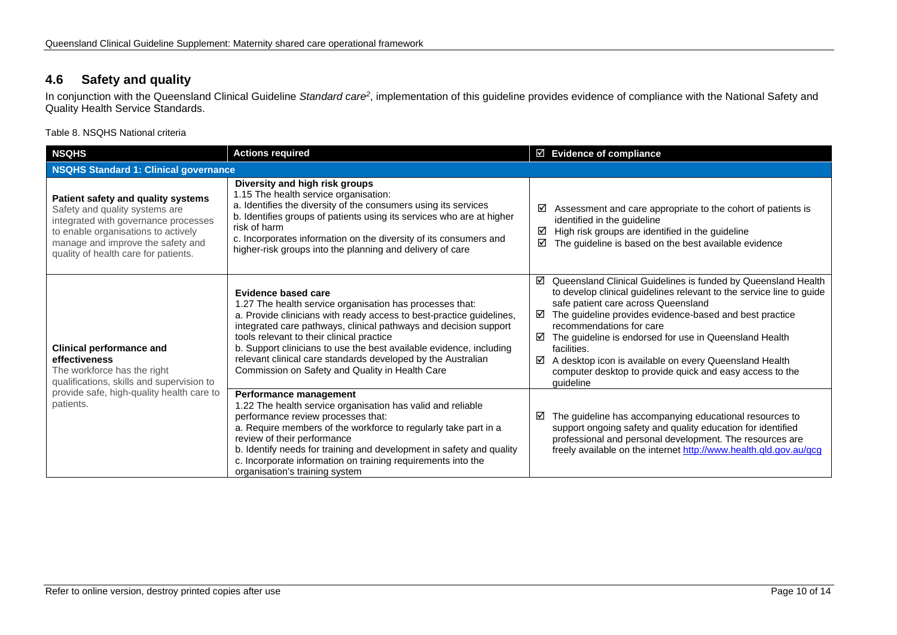## 4.6 Safety and quality

In conjunction with the Queensland Clinical Guideline *Standard care*[2], implementation of this guideline provides evidence of compliance with the National Safety and Quality Health Service Standards.

Table 8. NSQHS National criteria

| NSQHS | Actions required | ☑ Evidence of compliance |
|---|---|---|
| **NSQHS Standard 1: Clinical governance** | | |
| **Patient safety and quality systems** Safety and quality systems are integrated with governance processes to enable organisations to actively manage and improve the safety and quality of health care for patients. | **Diversity and high risk groups** 1.15 The health service organisation: a. Identifies the diversity of the consumers using its services b. Identifies groups of patients using its services who are at higher risk of harm c. Incorporates information on the diversity of its consumers and higher-risk groups into the planning and delivery of care | ☑ Assessment and care appropriate to the cohort of patients is identified in the guideline ☑ High risk groups are identified in the guideline ☑ The guideline is based on the best available evidence |
| **Clinical performance and effectiveness** The workforce has the right qualifications, skills and supervision to provide safe, high-quality health care to patients. | **Evidence based care** 1.27 The health service organisation has processes that: a. Provide clinicians with ready access to best-practice guidelines, integrated care pathways, clinical pathways and decision support tools relevant to their clinical practice b. Support clinicians to use the best available evidence, including relevant clinical care standards developed by the Australian Commission on Safety and Quality in Health Care | ☑ Queensland Clinical Guidelines is funded by Queensland Health to develop clinical guidelines relevant to the service line to guide safe patient care across Queensland ☑ The guideline provides evidence-based and best practice recommendations for care ☑ The guideline is endorsed for use in Queensland Health facilities. ☑ A desktop icon is available on every Queensland Health computer desktop to provide quick and easy access to the guideline |
| | **Performance management** 1.22 The health service organisation has valid and reliable performance review processes that: a. Require members of the workforce to regularly take part in a review of their performance b. Identify needs for training and development in safety and quality c. Incorporate information on training requirements into the organisation's training system | ☑ The guideline has accompanying educational resources to support ongoing safety and quality education for identified professional and personal development. The resources are freely available on the internet http://www.health.qld.gov.au/qcg |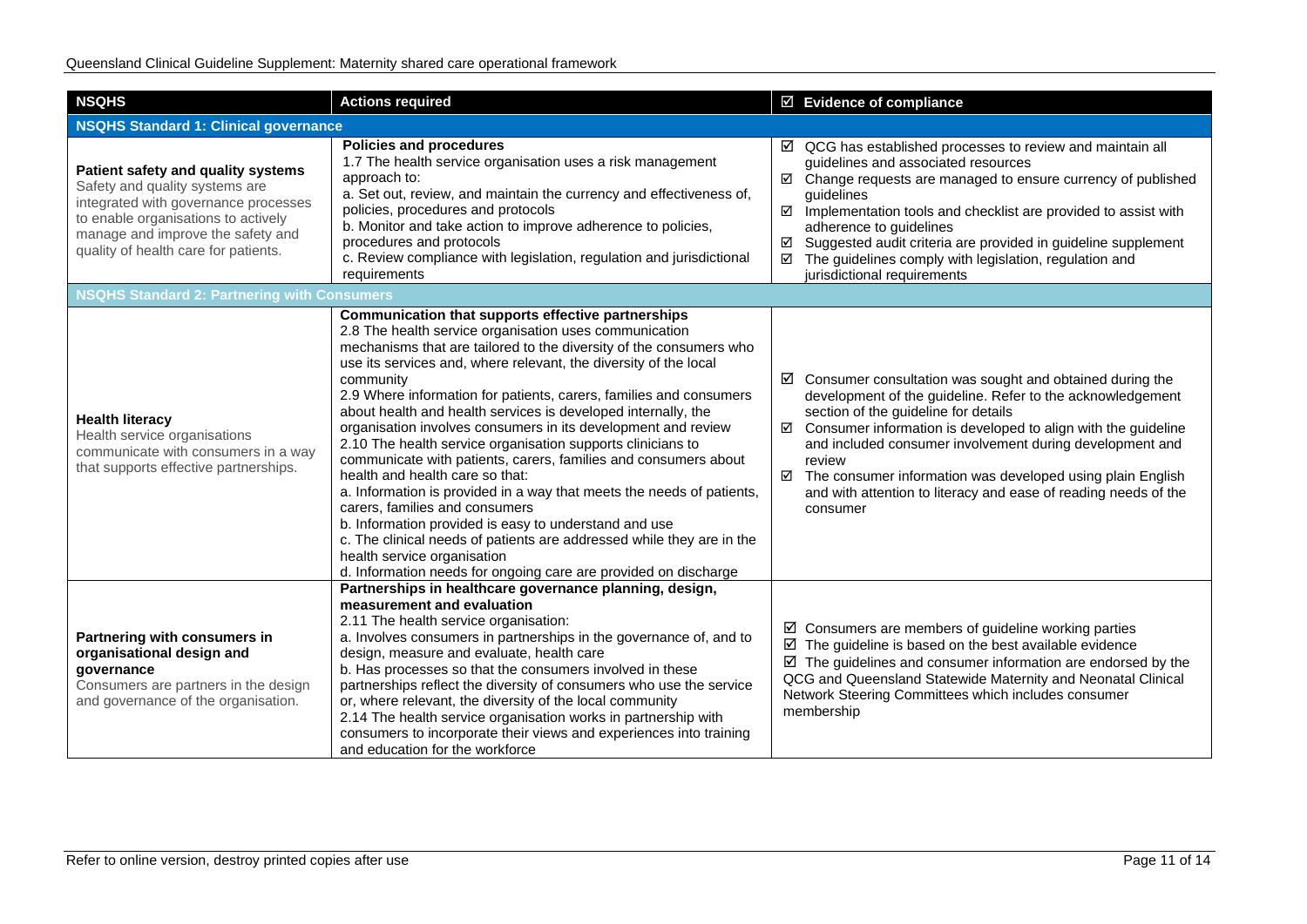| NSQHS | Actions required | ☑ Evidence of compliance |
|---|---|---|
| **NSQHS Standard 1: Clinical governance** | | |
| **Patient safety and quality systems**<br>Safety and quality systems are integrated with governance processes to enable organisations to actively manage and improve the safety and quality of health care for patients. | **Policies and procedures**<br>1.7 The health service organisation uses a risk management approach to:<br>a. Set out, review, and maintain the currency and effectiveness of, policies, procedures and protocols<br>b. Monitor and take action to improve adherence to policies, procedures and protocols<br>c. Review compliance with legislation, regulation and jurisdictional requirements | ☑ QCG has established processes to review and maintain all guidelines and associated resources<br>☑ Change requests are managed to ensure currency of published guidelines<br>☑ Implementation tools and checklist are provided to assist with adherence to guidelines<br>☑ Suggested audit criteria are provided in guideline supplement<br>☑ The guidelines comply with legislation, regulation and jurisdictional requirements |
| **NSQHS Standard 2: Partnering with Consumers** | | |
| **Health literacy**<br>Health service organisations communicate with consumers in a way that supports effective partnerships. | **Communication that supports effective partnerships**<br>2.8 The health service organisation uses communication mechanisms that are tailored to the diversity of the consumers who use its services and, where relevant, the diversity of the local community<br>2.9 Where information for patients, carers, families and consumers about health and health services is developed internally, the organisation involves consumers in its development and review<br>2.10 The health service organisation supports clinicians to communicate with patients, carers, families and consumers about health and health care so that:<br>a. Information is provided in a way that meets the needs of patients, carers, families and consumers<br>b. Information provided is easy to understand and use<br>c. The clinical needs of patients are addressed while they are in the health service organisation<br>d. Information needs for ongoing care are provided on discharge | ☑ Consumer consultation was sought and obtained during the development of the guideline. Refer to the acknowledgement section of the guideline for details<br>☑ Consumer information is developed to align with the guideline and included consumer involvement during development and review<br>☑ The consumer information was developed using plain English and with attention to literacy and ease of reading needs of the consumer |
| **Partnering with consumers in organisational design and governance**<br>Consumers are partners in the design and governance of the organisation. | **Partnerships in healthcare governance planning, design, measurement and evaluation**<br>2.11 The health service organisation:<br>a. Involves consumers in partnerships in the governance of, and to design, measure and evaluate, health care<br>b. Has processes so that the consumers involved in these partnerships reflect the diversity of consumers who use the service or, where relevant, the diversity of the local community<br>2.14 The health service organisation works in partnership with consumers to incorporate their views and experiences into training and education for the workforce | ☑ Consumers are members of guideline working parties<br>☑ The guideline is based on the best available evidence<br>☑ The guidelines and consumer information are endorsed by the QCG and Queensland Statewide Maternity and Neonatal Clinical Network Steering Committees which includes consumer membership |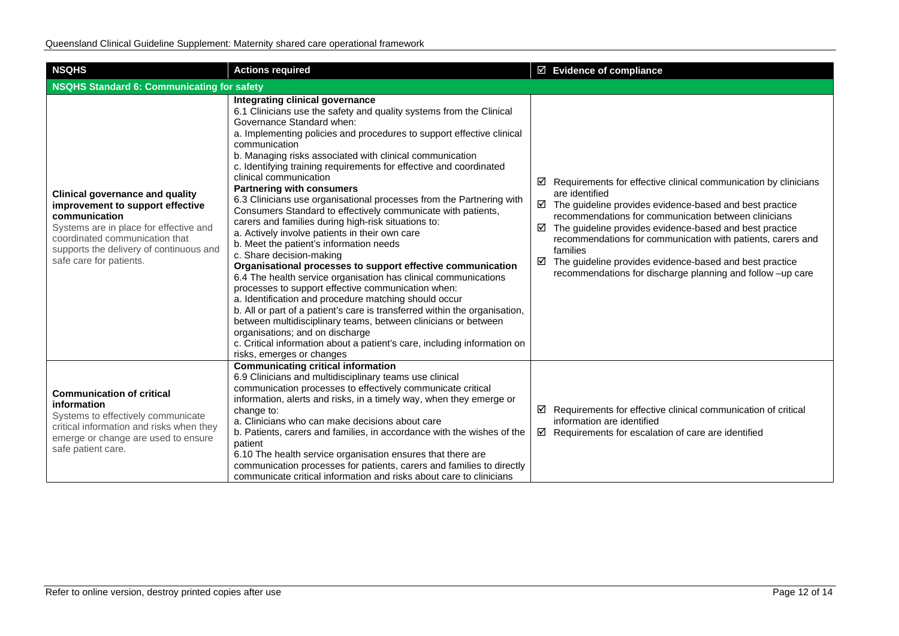| NSQHS | Actions required | ☑ Evidence of compliance |
|---|---|---|
| **NSQHS Standard 6: Communicating for safety** | | |
| **Clinical governance and quality improvement to support effective communication**<br>Systems are in place for effective and coordinated communication that supports the delivery of continuous and safe care for patients. | **Integrating clinical governance**<br>6.1 Clinicians use the safety and quality systems from the Clinical Governance Standard when:<br>a. Implementing policies and procedures to support effective clinical communication<br>b. Managing risks associated with clinical communication<br>c. Identifying training requirements for effective and coordinated clinical communication<br>**Partnering with consumers**<br>6.3 Clinicians use organisational processes from the Partnering with Consumers Standard to effectively communicate with patients, carers and families during high-risk situations to:<br>a. Actively involve patients in their own care<br>b. Meet the patient's information needs<br>c. Share decision-making<br>**Organisational processes to support effective communication**<br>6.4 The health service organisation has clinical communications processes to support effective communication when:<br>a. Identification and procedure matching should occur<br>b. All or part of a patient's care is transferred within the organisation, between multidisciplinary teams, between clinicians or between organisations; and on discharge<br>c. Critical information about a patient's care, including information on risks, emerges or changes | ☑ Requirements for effective clinical communication by clinicians are identified<br>☑ The guideline provides evidence-based and best practice recommendations for communication between clinicians<br>☑ The guideline provides evidence-based and best practice recommendations for communication with patients, carers and families<br>☑ The guideline provides evidence-based and best practice recommendations for discharge planning and follow –up care |
| **Communication of critical information**<br>Systems to effectively communicate critical information and risks when they emerge or change are used to ensure safe patient care. | **Communicating critical information**<br>6.9 Clinicians and multidisciplinary teams use clinical communication processes to effectively communicate critical information, alerts and risks, in a timely way, when they emerge or change to:<br>a. Clinicians who can make decisions about care<br>b. Patients, carers and families, in accordance with the wishes of the patient<br>6.10 The health service organisation ensures that there are communication processes for patients, carers and families to directly communicate critical information and risks about care to clinicians | ☑ Requirements for effective clinical communication of critical information are identified<br>☑ Requirements for escalation of care are identified |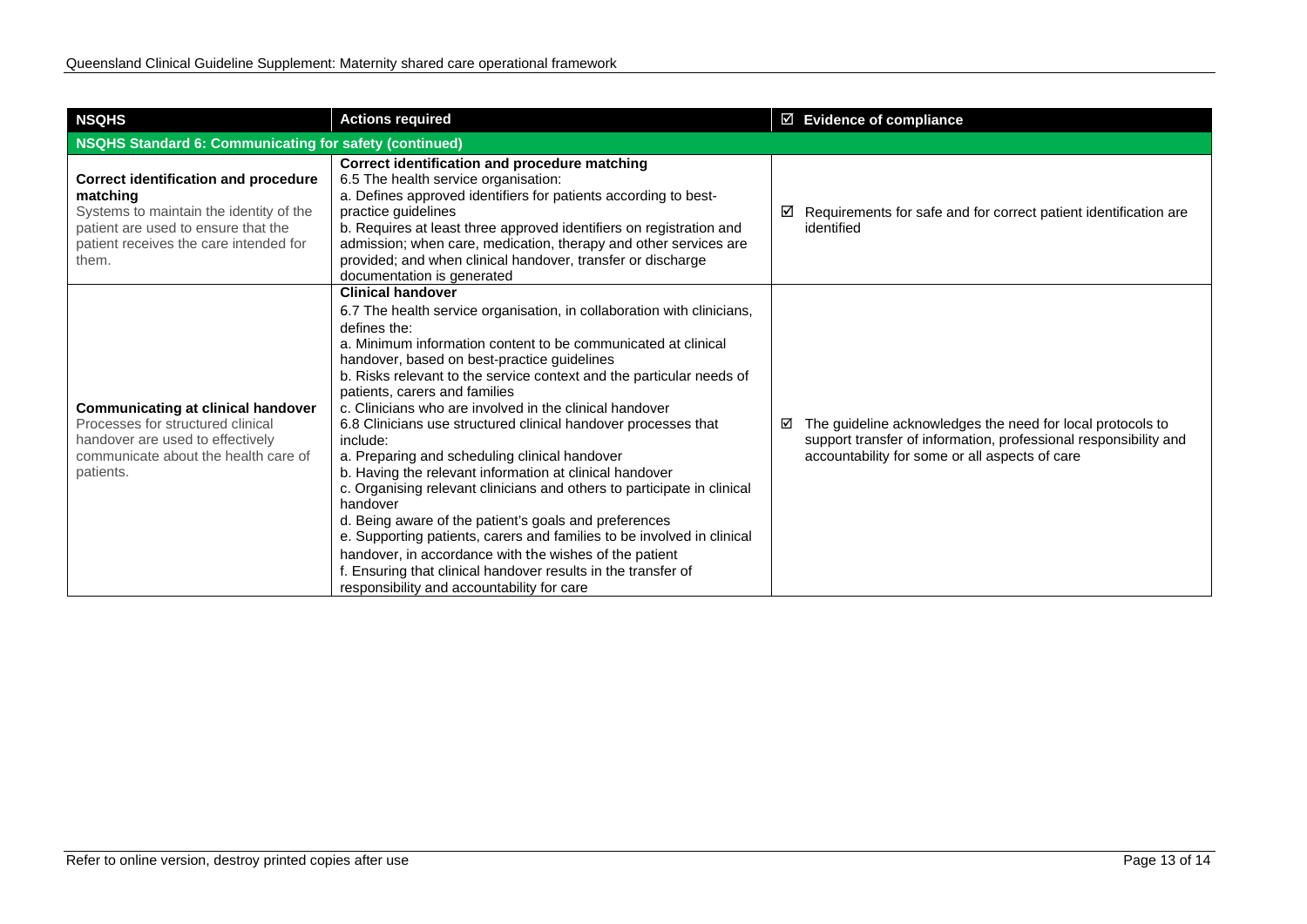| NSQHS | Actions required | ☑ Evidence of compliance |
|---|---|---|
| **NSQHS Standard 6: Communicating for safety (continued)** | | |
| **Correct identification and procedure matching**<br>Systems to maintain the identity of the patient are used to ensure that the patient receives the care intended for them. | **Correct identification and procedure matching**<br>6.5 The health service organisation:<br>a. Defines approved identifiers for patients according to best-practice guidelines<br>b. Requires at least three approved identifiers on registration and admission; when care, medication, therapy and other services are provided; and when clinical handover, transfer or discharge documentation is generated | ☑ Requirements for safe and for correct patient identification are identified |
| **Communicating at clinical handover**<br>Processes for structured clinical handover are used to effectively communicate about the health care of patients. | **Clinical handover**<br>6.7 The health service organisation, in collaboration with clinicians, defines the:<br>a. Minimum information content to be communicated at clinical handover, based on best-practice guidelines<br>b. Risks relevant to the service context and the particular needs of patients, carers and families<br>c. Clinicians who are involved in the clinical handover<br>6.8 Clinicians use structured clinical handover processes that include:<br>a. Preparing and scheduling clinical handover<br>b. Having the relevant information at clinical handover<br>c. Organising relevant clinicians and others to participate in clinical handover<br>d. Being aware of the patient's goals and preferences<br>e. Supporting patients, carers and families to be involved in clinical handover, in accordance with the wishes of the patient<br>f. Ensuring that clinical handover results in the transfer of responsibility and accountability for care | ☑ The guideline acknowledges the need for local protocols to support transfer of information, professional responsibility and accountability for some or all aspects of care |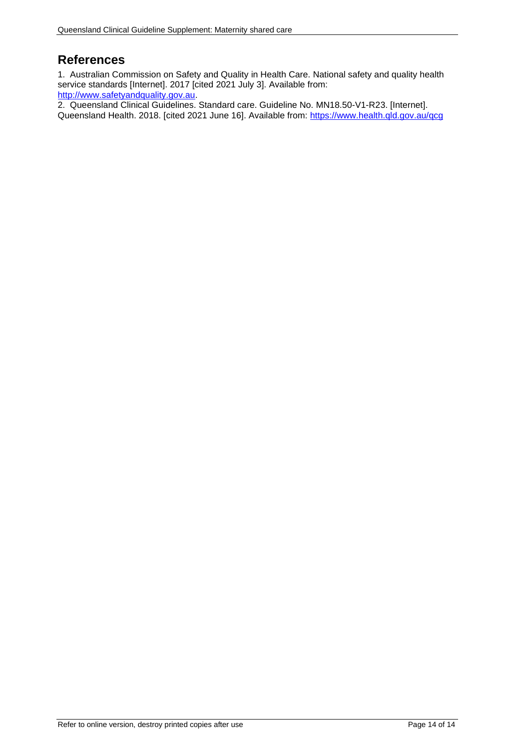## References

1. Australian Commission on Safety and Quality in Health Care. National safety and quality health service standards [Internet]. 2017 [cited 2021 July 3]. Available from: http://www.safetyandquality.gov.au.
2. Queensland Clinical Guidelines. Standard care. Guideline No. MN18.50-V1-R23. [Internet]. Queensland Health. 2018. [cited 2021 June 16]. Available from: https://www.health.qld.gov.au/qcg